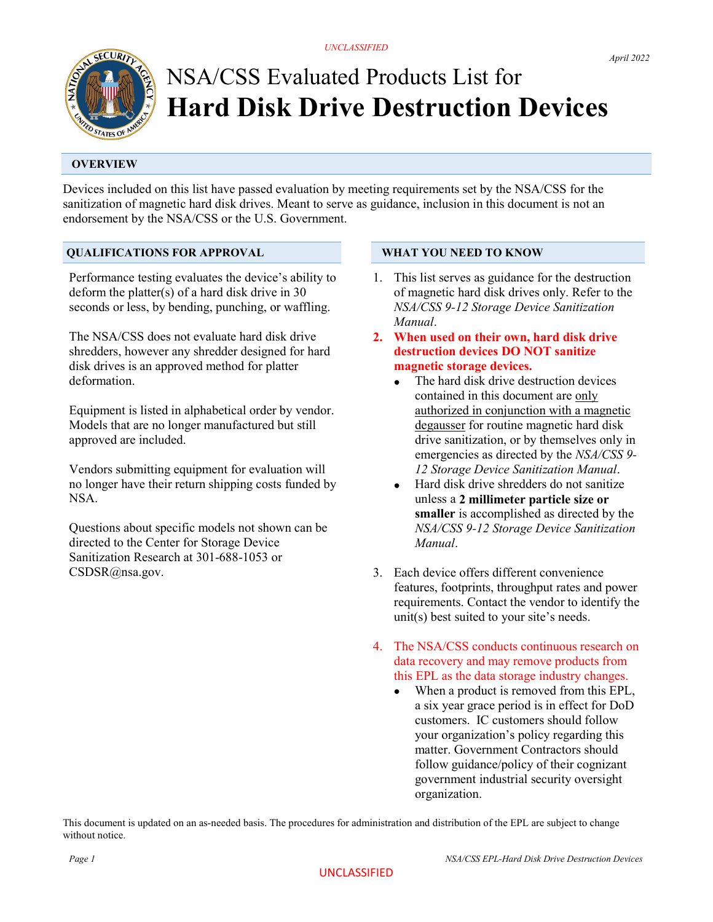UNCLASSIFIED

*April 2022*

# NSA/CSS Evaluated Products List for **Hard Disk Drive Destruction Devices**

## OVERVIEW

Devices included on this list have passed evaluation by meeting requirements set by the NSA/CSS for the sanitization of magnetic hard disk drives. Meant to serve as guidance, inclusion in this document is not an endorsement by the NSA/CSS or the U.S. Government.

## QUALIFICATIONS FOR APPROVAL

Performance testing evaluates the device's ability to deform the platter(s) of a hard disk drive in 30 seconds or less, by bending, punching, or waffling.

The NSA/CSS does not evaluate hard disk drive shredders, however any shredder designed for hard disk drives is an approved method for platter deformation.

Equipment is listed in alphabetical order by vendor. Models that are no longer manufactured but still approved are included.

Vendors submitting equipment for evaluation will no longer have their return shipping costs funded by NSA.

Questions about specific models not shown can be directed to the Center for Storage Device Sanitization Research at 301-688-1053 or CSDSR@nsa.gov.

## WHAT YOU NEED TO KNOW

1. This list serves as guidance for the destruction of magnetic hard disk drives only. Refer to the *NSA/CSS 9-12 Storage Device Sanitization Manual*.
2. **When used on their own, hard disk drive destruction devices DO NOT sanitize magnetic storage devices.**
   - The hard disk drive destruction devices contained in this document are only authorized in conjunction with a magnetic degausser for routine magnetic hard disk drive sanitization, or by themselves only in emergencies as directed by the *NSA/CSS 9-12 Storage Device Sanitization Manual*.
   - Hard disk drive shredders do not sanitize unless a **2 millimeter particle size or smaller** is accomplished as directed by the *NSA/CSS 9-12 Storage Device Sanitization Manual*.
3. Each device offers different convenience features, footprints, throughput rates and power requirements. Contact the vendor to identify the unit(s) best suited to your site's needs.
4. The NSA/CSS conducts continuous research on data recovery and may remove products from this EPL as the data storage industry changes.
   - When a product is removed from this EPL, a six year grace period is in effect for DoD customers. IC customers should follow your organization's policy regarding this matter. Government Contractors should follow guidance/policy of their cognizant government industrial security oversight organization.

This document is updated on an as-needed basis. The procedures for administration and distribution of the EPL are subject to change without notice.

UNCLASSIFIED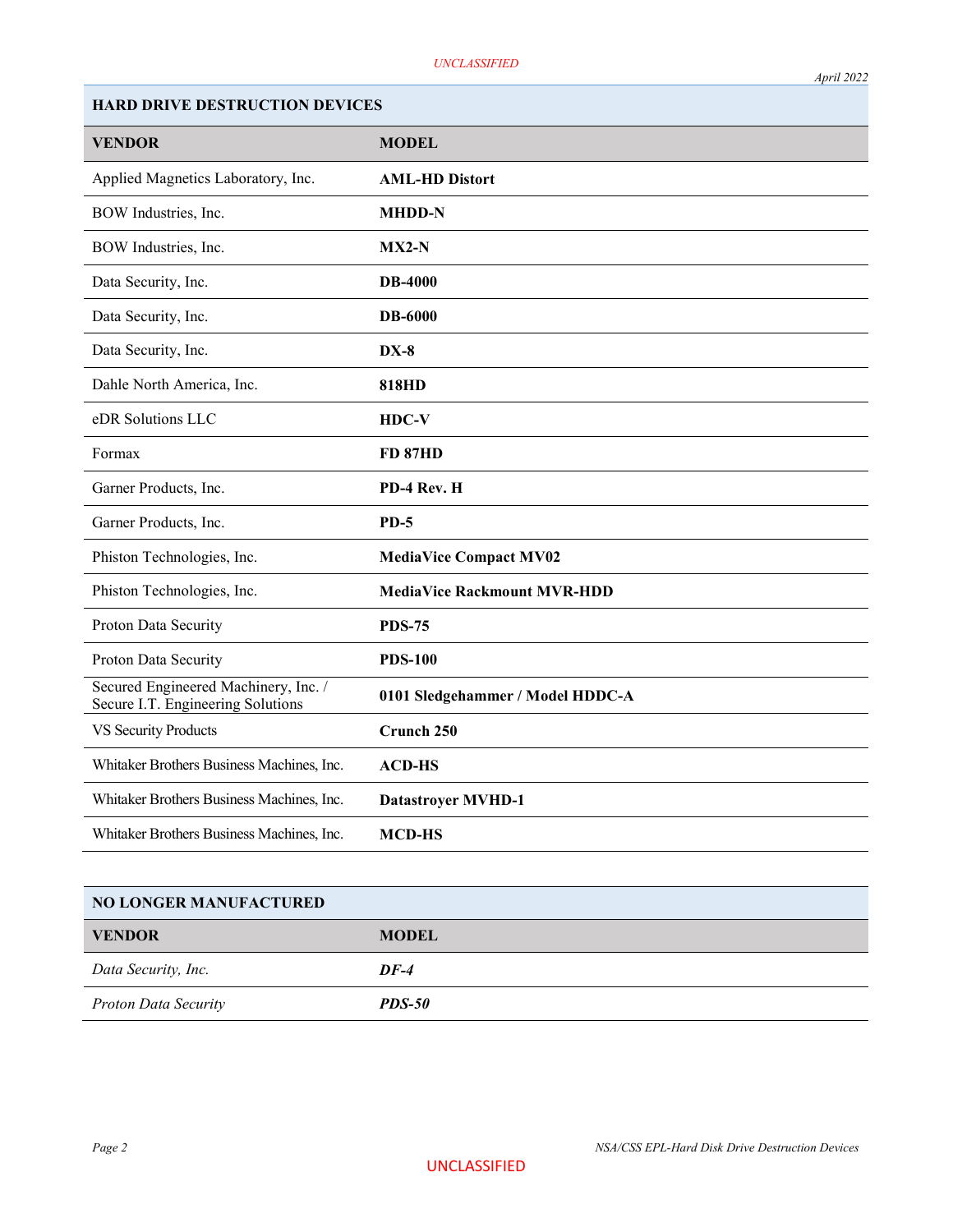## HARD DRIVE DESTRUCTION DEVICES

| VENDOR | MODEL |
|---|---|
| Applied Magnetics Laboratory, Inc. | **AML-HD Distort** |
| BOW Industries, Inc. | **MHDD-N** |
| BOW Industries, Inc. | **MX2-N** |
| Data Security, Inc. | **DB-4000** |
| Data Security, Inc. | **DB-6000** |
| Data Security, Inc. | **DX-8** |
| Dahle North America, Inc. | **818HD** |
| eDR Solutions LLC | **HDC-V** |
| Formax | **FD 87HD** |
| Garner Products, Inc. | **PD-4 Rev. H** |
| Garner Products, Inc. | **PD-5** |
| Phiston Technologies, Inc. | **MediaVice Compact MV02** |
| Phiston Technologies, Inc. | **MediaVice Rackmount MVR-HDD** |
| Proton Data Security | **PDS-75** |
| Proton Data Security | **PDS-100** |
| Secured Engineered Machinery, Inc. / Secure I.T. Engineering Solutions | **0101 Sledgehammer / Model HDDC-A** |
| VS Security Products | **Crunch 250** |
| Whitaker Brothers Business Machines, Inc. | **ACD-HS** |
| Whitaker Brothers Business Machines, Inc. | **Datastroyer MVHD-1** |
| Whitaker Brothers Business Machines, Inc. | **MCD-HS** |

## NO LONGER MANUFACTURED

| VENDOR | MODEL |
|---|---|
| *Data Security, Inc.* | ***DF-4*** |
| *Proton Data Security* | ***PDS-50*** |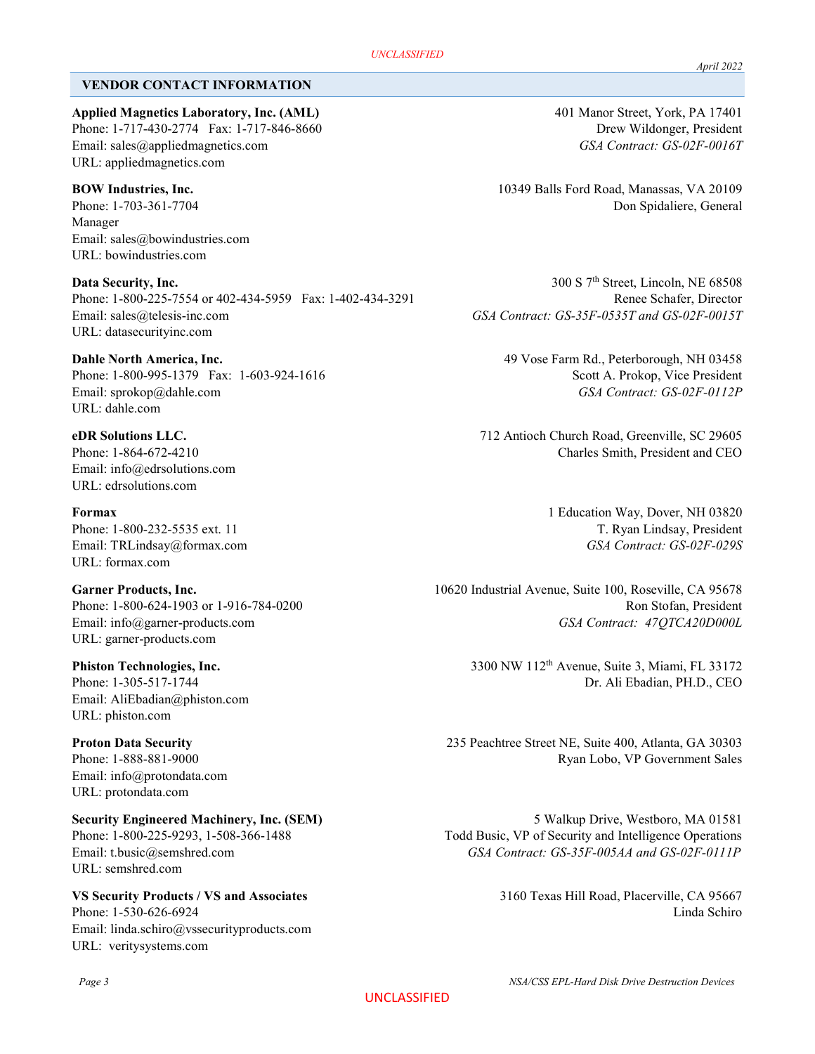## VENDOR CONTACT INFORMATION

**Applied Magnetics Laboratory, Inc. (AML)**
401 Manor Street, York, PA 17401
Phone: 1-717-430-2774 Fax: 1-717-846-8660
Drew Wildonger, President
Email: sales@appliedmagnetics.com
*GSA Contract: GS-02F-0016T*
URL: appliedmagnetics.com

**BOW Industries, Inc.**
10349 Balls Ford Road, Manassas, VA 20109
Phone: 1-703-361-7704
Don Spidaliere, General Manager
Email: sales@bowindustries.com
URL: bowindustries.com

**Data Security, Inc.**
300 S 7th Street, Lincoln, NE 68508
Phone: 1-800-225-7554 or 402-434-5959 Fax: 1-402-434-3291
Renee Schafer, Director
Email: sales@telesis-inc.com
*GSA Contract: GS-35F-0535T and GS-02F-0015T*
URL: datasecurityinc.com

**Dahle North America, Inc.**
49 Vose Farm Rd., Peterborough, NH 03458
Phone: 1-800-995-1379 Fax: 1-603-924-1616
Scott A. Prokop, Vice President
Email: sprokop@dahle.com
*GSA Contract: GS-02F-0112P*
URL: dahle.com

**eDR Solutions LLC.**
712 Antioch Church Road, Greenville, SC 29605
Phone: 1-864-672-4210
Charles Smith, President and CEO
Email: info@edrsolutions.com
URL: edrsolutions.com

**Formax**
1 Education Way, Dover, NH 03820
Phone: 1-800-232-5535 ext. 11
T. Ryan Lindsay, President
Email: TRLindsay@formax.com
*GSA Contract: GS-02F-029S*
URL: formax.com

**Garner Products, Inc.**
10620 Industrial Avenue, Suite 100, Roseville, CA 95678
Phone: 1-800-624-1903 or 1-916-784-0200
Ron Stofan, President
Email: info@garner-products.com
*GSA Contract: 47QTCA20D000L*
URL: garner-products.com

**Phiston Technologies, Inc.**
3300 NW 112th Avenue, Suite 3, Miami, FL 33172
Phone: 1-305-517-1744
Dr. Ali Ebadian, PH.D., CEO
Email: AliEbadian@phiston.com
URL: phiston.com

**Proton Data Security**
235 Peachtree Street NE, Suite 400, Atlanta, GA 30303
Phone: 1-888-881-9000
Ryan Lobo, VP Government Sales
Email: info@protondata.com
URL: protondata.com

**Security Engineered Machinery, Inc. (SEM)**
5 Walkup Drive, Westboro, MA 01581
Phone: 1-800-225-9293, 1-508-366-1488
Todd Busic, VP of Security and Intelligence Operations
Email: t.busic@semshred.com
*GSA Contract: GS-35F-005AA and GS-02F-0111P*
URL: semshred.com

**VS Security Products / VS and Associates**
3160 Texas Hill Road, Placerville, CA 95667
Phone: 1-530-626-6924
Linda Schiro
Email: linda.schiro@vssecurityproducts.com
URL: veritysystems.com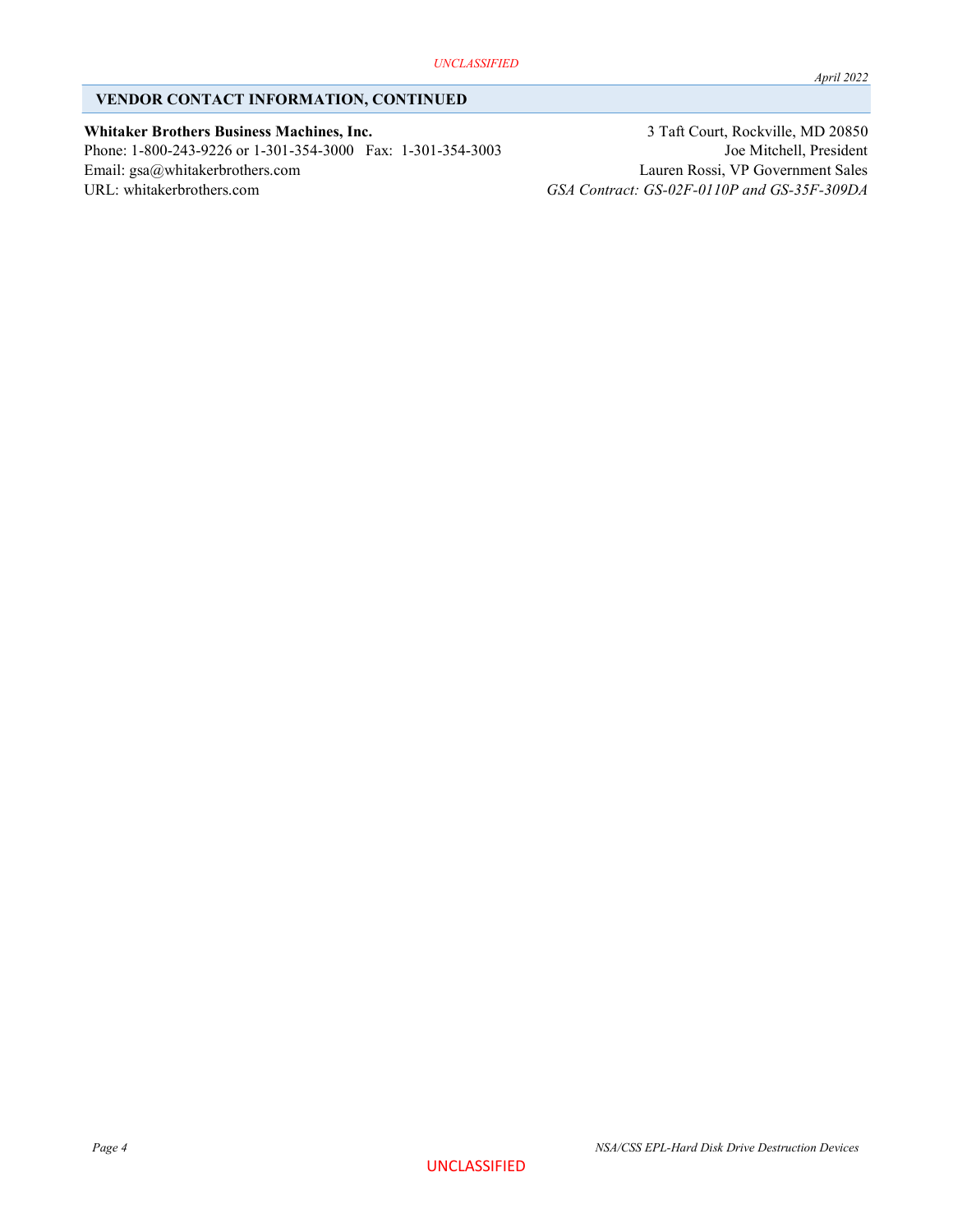## VENDOR CONTACT INFORMATION, CONTINUED

**Whitaker Brothers Business Machines, Inc.**
3 Taft Court, Rockville, MD 20850
Phone: 1-800-243-9226 or 1-301-354-3000 Fax: 1-301-354-3003
Joe Mitchell, President
Email: gsa@whitakerbrothers.com
Lauren Rossi, VP Government Sales
URL: whitakerbrothers.com
*GSA Contract: GS-02F-0110P and GS-35F-309DA*